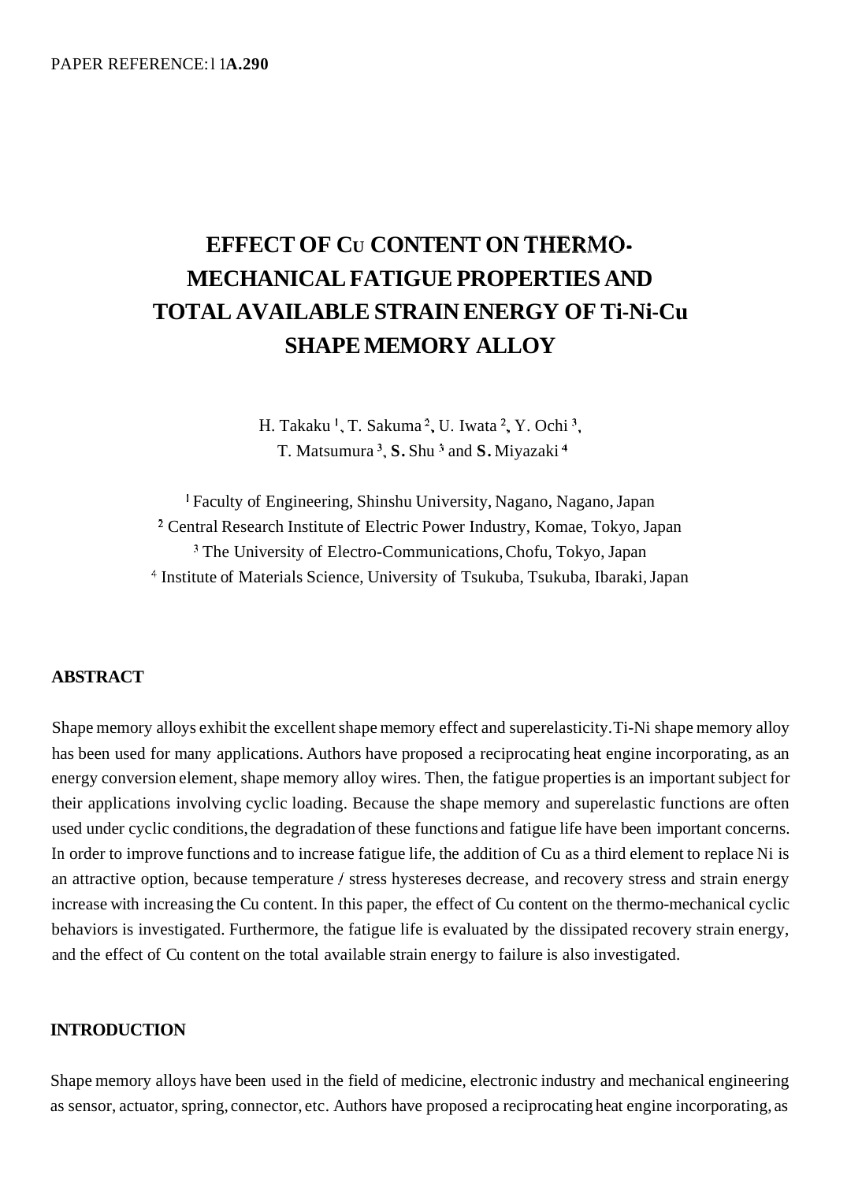PAPER REFERENCE: l 1A.290

# EFFECT OF Cu CONTENT ON THERMO-MECHANICAL FATIGUE PROPERTIES AND TOTAL AVAILABLE STRAIN ENERGY OF Ti-Ni-Cu SHAPE MEMORY ALLOY

H. Takaku [1], T. Sakuma [2], U. Iwata [2], Y. Ochi [3], T. Matsumura [3], S. Shu [3] and S. Miyazaki [4]

[1] Faculty of Engineering, Shinshu University, Nagano, Nagano, Japan
[2] Central Research Institute of Electric Power Industry, Komae, Tokyo, Japan
[3] The University of Electro-Communications, Chofu, Tokyo, Japan
[4] Institute of Materials Science, University of Tsukuba, Tsukuba, Ibaraki, Japan

## ABSTRACT

Shape memory alloys exhibit the excellent shape memory effect and superelasticity. Ti-Ni shape memory alloy has been used for many applications. Authors have proposed a reciprocating heat engine incorporating, as an energy conversion element, shape memory alloy wires. Then, the fatigue properties is an important subject for their applications involving cyclic loading. Because the shape memory and superelastic functions are often used under cyclic conditions, the degradation of these functions and fatigue life have been important concerns. In order to improve functions and to increase fatigue life, the addition of Cu as a third element to replace Ni is an attractive option, because temperature / stress hystereses decrease, and recovery stress and strain energy increase with increasing the Cu content. In this paper, the effect of Cu content on the thermo-mechanical cyclic behaviors is investigated. Furthermore, the fatigue life is evaluated by the dissipated recovery strain energy, and the effect of Cu content on the total available strain energy to failure is also investigated.

## INTRODUCTION

Shape memory alloys have been used in the field of medicine, electronic industry and mechanical engineering as sensor, actuator, spring, connector, etc. Authors have proposed a reciprocating heat engine incorporating, as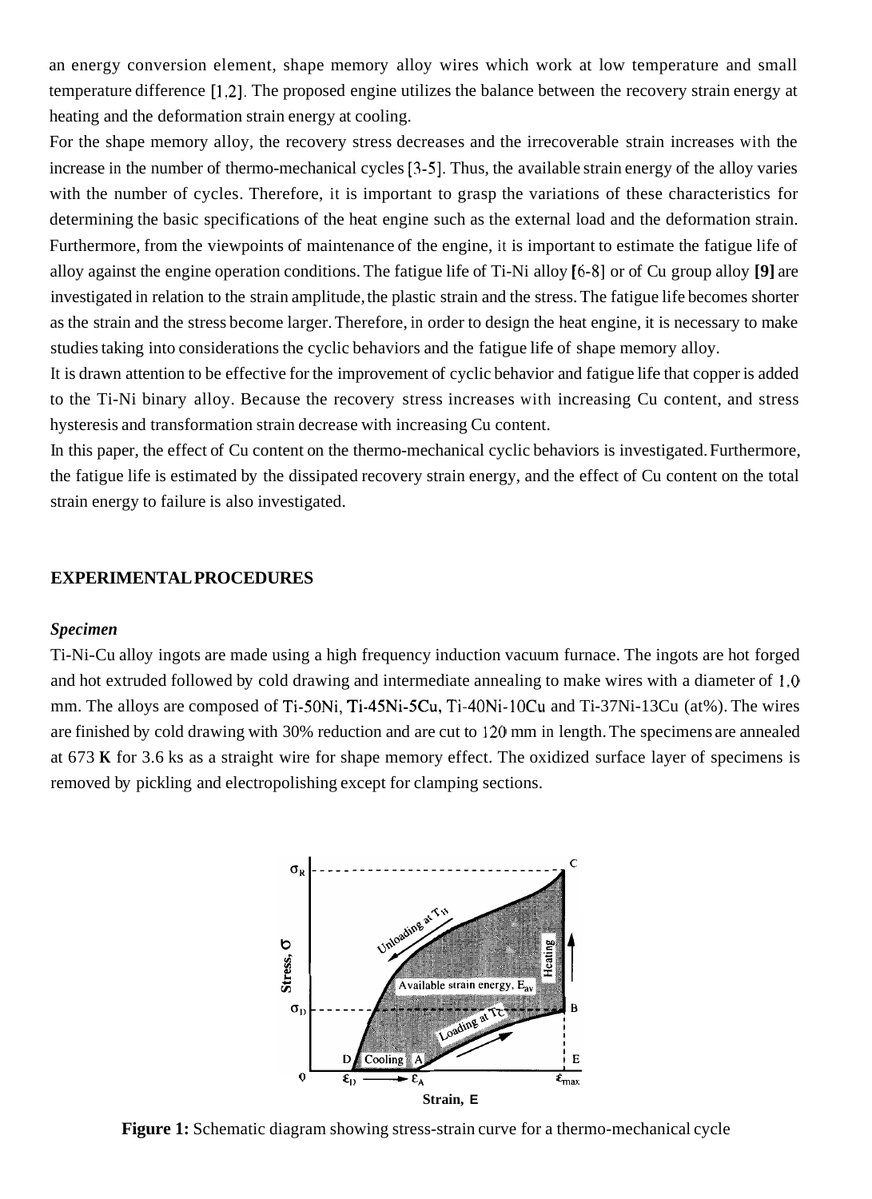an energy conversion element, shape memory alloy wires which work at low temperature and small temperature difference [1,2]. The proposed engine utilizes the balance between the recovery strain energy at heating and the deformation strain energy at cooling.

For the shape memory alloy, the recovery stress decreases and the irrecoverable strain increases with the increase in the number of thermo-mechanical cycles [3-5]. Thus, the available strain energy of the alloy varies with the number of cycles. Therefore, it is important to grasp the variations of these characteristics for determining the basic specifications of the heat engine such as the external load and the deformation strain. Furthermore, from the viewpoints of maintenance of the engine, it is important to estimate the fatigue life of alloy against the engine operation conditions. The fatigue life of Ti-Ni alloy [6-8] or of Cu group alloy **[9]** are investigated in relation to the strain amplitude, the plastic strain and the stress. The fatigue life becomes shorter as the strain and the stress become larger. Therefore, in order to design the heat engine, it is necessary to make studies taking into considerations the cyclic behaviors and the fatigue life of shape memory alloy.

It is drawn attention to be effective for the improvement of cyclic behavior and fatigue life that copper is added to the Ti-Ni binary alloy. Because the recovery stress increases with increasing Cu content, and stress hysteresis and transformation strain decrease with increasing Cu content.

In this paper, the effect of Cu content on the thermo-mechanical cyclic behaviors is investigated. Furthermore, the fatigue life is estimated by the dissipated recovery strain energy, and the effect of Cu content on the total strain energy to failure is also investigated.

## EXPERIMENTAL PROCEDURES

### *Specimen*

Ti-Ni-Cu alloy ingots are made using a high frequency induction vacuum furnace. The ingots are hot forged and hot extruded followed by cold drawing and intermediate annealing to make wires with a diameter of 1.0 mm. The alloys are composed of Ti-50Ni, Ti-45Ni-5Cu, Ti-40Ni-10Cu and Ti-37Ni-13Cu (at%). The wires are finished by cold drawing with 30% reduction and are cut to 120 mm in length. The specimens are annealed at 673 **K** for 3.6 ks as a straight wire for shape memory effect. The oxidized surface layer of specimens is removed by pickling and electropolishing except for clamping sections.

**Figure 1:** Schematic diagram showing stress-strain curve for a thermo-mechanical cycle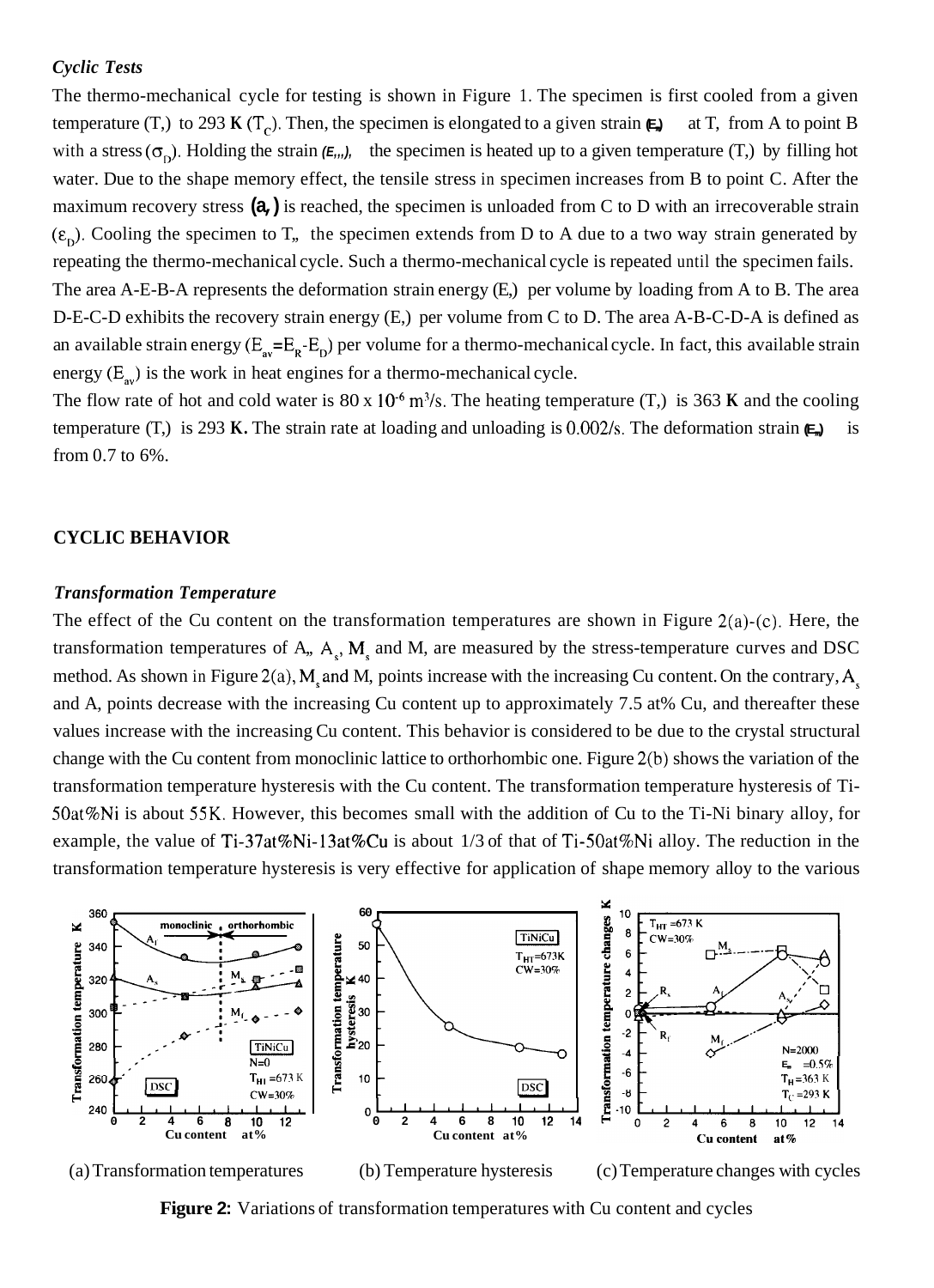### *Cyclic Tests*

The thermo-mechanical cycle for testing is shown in Figure 1. The specimen is first cooled from a given temperature ($T_H$) to 293 **K** ($T_C$). Then, the specimen is elongated to a given strain ($\varepsilon_m$) at $T_C$ from A to point B with a stress ($\sigma_D$). Holding the strain ($\varepsilon_m$), the specimen is heated up to a given temperature ($T_H$) by filling hot water. Due to the shape memory effect, the tensile stress in specimen increases from B to point C. After the maximum recovery stress ($\sigma_r$) is reached, the specimen is unloaded from C to D with an irrecoverable strain ($\varepsilon_p$). Cooling the specimen to $T_C$, the specimen extends from D to A due to a two way strain generated by repeating the thermo-mechanical cycle. Such a thermo-mechanical cycle is repeated until the specimen fails.

The area A-E-B-A represents the deformation strain energy ($E_D$) per volume by loading from A to B. The area D-E-C-D exhibits the recovery strain energy ($E_R$) per volume from C to D. The area A-B-C-D-A is defined as an available strain energy ($E_{av}=E_R-E_D$) per volume for a thermo-mechanical cycle. In fact, this available strain energy ($E_{av}$) is the work in heat engines for a thermo-mechanical cycle.

The flow rate of hot and cold water is 80 x $10^{-6}$ $m^3$/s. The heating temperature ($T_H$) is 363 **K** and the cooling temperature ($T_C$) is 293 **K.** The strain rate at loading and unloading is 0.002/s. The deformation strain ($\varepsilon_m$) is from 0.7 to 6%.

## CYCLIC BEHAVIOR

### *Transformation Temperature*

The effect of the Cu content on the transformation temperatures are shown in Figure 2(a)-(c). Here, the transformation temperatures of $A_f$, $A_s$, $M_s$ and $M_f$ are measured by the stress-temperature curves and DSC method. As shown in Figure 2(a), $M_s$ and $M_f$ points increase with the increasing Cu content. On the contrary, $A_s$ and $A_f$ points decrease with the increasing Cu content up to approximately 7.5 at% Cu, and thereafter these values increase with the increasing Cu content. This behavior is considered to be due to the crystal structural change with the Cu content from monoclinic lattice to orthorhombic one. Figure 2(b) shows the variation of the transformation temperature hysteresis with the Cu content. The transformation temperature hysteresis of Ti-50at%Ni is about 55K. However, this becomes small with the addition of Cu to the Ti-Ni binary alloy, for example, the value of Ti-37at%Ni-13at%Cu is about 1/3 of that of Ti-50at%Ni alloy. The reduction in the transformation temperature hysteresis is very effective for application of shape memory alloy to the various

(a) Transformation temperatures (b) Temperature hysteresis (c) Temperature changes with cycles

**Figure 2:** Variations of transformation temperatures with Cu content and cycles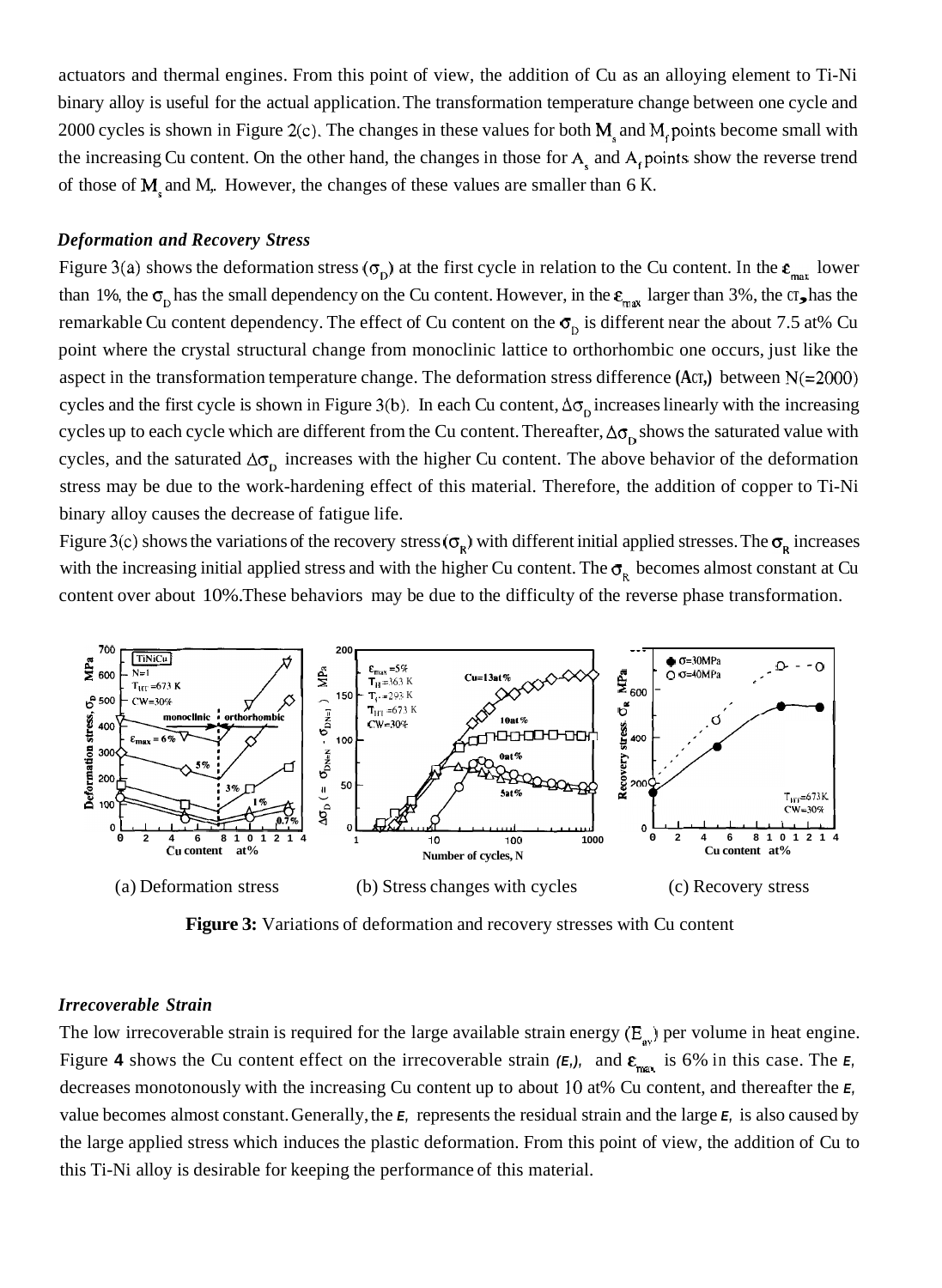actuators and thermal engines. From this point of view, the addition of Cu as an alloying element to Ti-Ni binary alloy is useful for the actual application. The transformation temperature change between one cycle and 2000 cycles is shown in Figure 2(c). The changes in these values for both $M_s$ and $M_f$ points become small with the increasing Cu content. On the other hand, the changes in those for $A_s$ and $A_f$ points show the reverse trend of those of $M_s$ and $M_f$. However, the changes of these values are smaller than 6 K.

### *Deformation and Recovery Stress*

Figure 3(a) shows the deformation stress ($\sigma_D$) at the first cycle in relation to the Cu content. In the $\varepsilon_{max}$ lower than 1%, the $\sigma_D$ has the small dependency on the Cu content. However, in the $\varepsilon_{max}$ larger than 3%, the $\sigma_D$ has the remarkable Cu content dependency. The effect of Cu content on the $\sigma_D$ is different near the about 7.5 at% Cu point where the crystal structural change from monoclinic lattice to orthorhombic one occurs, just like the aspect in the transformation temperature change. The deformation stress difference ($\Delta\sigma_D$) between N(=2000) cycles and the first cycle is shown in Figure 3(b). In each Cu content, $\Delta\sigma_D$ increases linearly with the increasing cycles up to each cycle which are different from the Cu content. Thereafter, $\Delta\sigma_D$ shows the saturated value with cycles, and the saturated $\Delta\sigma_D$ increases with the higher Cu content. The above behavior of the deformation stress may be due to the work-hardening effect of this material. Therefore, the addition of copper to Ti-Ni binary alloy causes the decrease of fatigue life.

Figure 3(c) shows the variations of the recovery stress ($\sigma_R$) with different initial applied stresses. The $\sigma_R$ increases with the increasing initial applied stress and with the higher Cu content. The $\sigma_R$ becomes almost constant at Cu content over about 10%. These behaviors may be due to the difficulty of the reverse phase transformation.

(a) Deformation stress (b) Stress changes with cycles (c) Recovery stress

**Figure 3:** Variations of deformation and recovery stresses with Cu content

### *Irrecoverable Strain*

The low irrecoverable strain is required for the large available strain energy ($E_{av}$) per volume in heat engine. Figure **4** shows the Cu content effect on the irrecoverable strain ($\varepsilon_r$), and $\varepsilon_{max}$ is 6% in this case. The $\varepsilon_r$ decreases monotonously with the increasing Cu content up to about 10 at% Cu content, and thereafter the $\varepsilon_r$ value becomes almost constant. Generally, the $\varepsilon_r$ represents the residual strain and the large $\varepsilon_r$ is also caused by the large applied stress which induces the plastic deformation. From this point of view, the addition of Cu to this Ti-Ni alloy is desirable for keeping the performance of this material.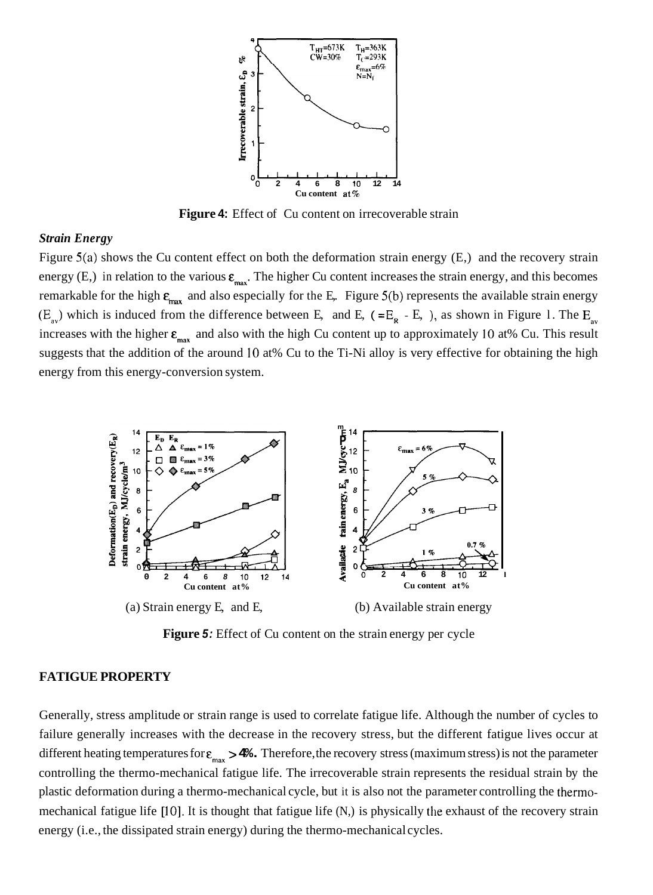**Figure 4:** Effect of Cu content on irrecoverable strain

### *Strain Energy*

Figure 5(a) shows the Cu content effect on both the deformation strain energy ($E_D$) and the recovery strain energy ($E_R$) in relation to the various $\varepsilon_{max}$. The higher Cu content increases the strain energy, and this becomes remarkable for the high $\varepsilon_{max}$ and also especially for the $E_R$. Figure 5(b) represents the available strain energy ($E_{av}$) which is induced from the difference between $E_R$ and $E_D$ ($=E_R - E_D$), as shown in Figure 1. The $E_{av}$ increases with the higher $\varepsilon_{max}$ and also with the high Cu content up to approximately 10 at% Cu. This result suggests that the addition of the around 10 at% Cu to the Ti-Ni alloy is very effective for obtaining the high energy from this energy-conversion system.

(a) Strain energy $E_D$ and $E_R$ (b) Available strain energy

**Figure 5:** Effect of Cu content on the strain energy per cycle

## FATIGUE PROPERTY

Generally, stress amplitude or strain range is used to correlate fatigue life. Although the number of cycles to failure generally increases with the decrease in the recovery stress, but the different fatigue lives occur at different heating temperatures for $\varepsilon_{max} > 4\%$. Therefore, the recovery stress (maximum stress) is not the parameter controlling the thermo-mechanical fatigue life. The irrecoverable strain represents the residual strain by the plastic deformation during a thermo-mechanical cycle, but it is also not the parameter controlling the thermo-mechanical fatigue life [10]. It is thought that fatigue life ($N_f$) is physically the exhaust of the recovery strain energy (i.e., the dissipated strain energy) during the thermo-mechanical cycles.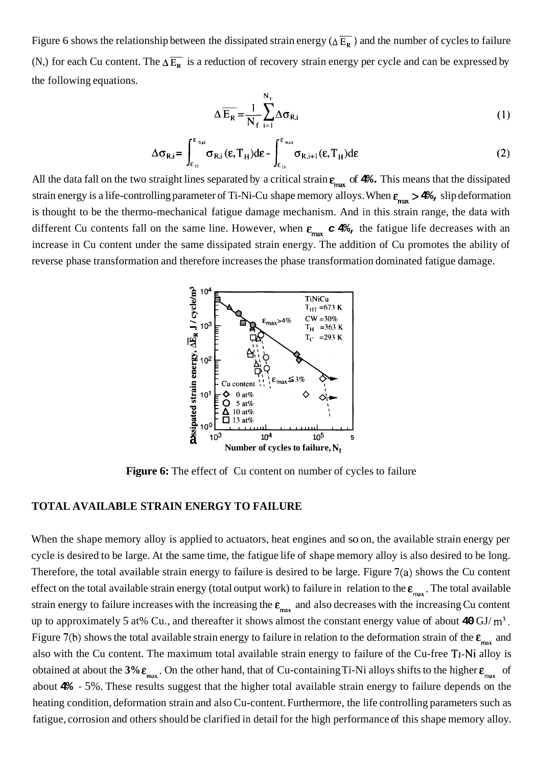Figure 6 shows the relationship between the dissipated strain energy ($\Delta \overline{E_R}$) and the number of cycles to failure (N,) for each Cu content. The $\Delta \overline{E_R}$ is a reduction of recovery strain energy per cycle and can be expressed by the following equations.

$$\Delta \overline{E_R} = \frac{1}{N_f} \sum_{i=1}^{N_f} \Delta \sigma_{R,i} \tag{1}$$

$$\Delta \sigma_{R,i} = \int_{\varepsilon_D}^{\varepsilon_{max}} \sigma_{R,i}(\varepsilon, T_H) d\varepsilon - \int_{\varepsilon_D}^{\varepsilon_{max}} \sigma_{R,i+1}(\varepsilon, T_H) d\varepsilon \tag{2}$$

All the data fall on the two straight lines separated by a critical strain $\varepsilon_{max}$ of **4%.** This means that the dissipated strain energy is a life-controlling parameter of Ti-Ni-Cu shape memory alloys. When $\varepsilon_{max} > 4\%$, slip deformation is thought to be the thermo-mechanical fatigue damage mechanism. And in this strain range, the data with different Cu contents fall on the same line. However, when $\varepsilon_{max}$ *c* 4%, the fatigue life decreases with an increase in Cu content under the same dissipated strain energy. The addition of Cu promotes the ability of reverse phase transformation and therefore increases the phase transformation dominated fatigue damage.

**Figure 6:** The effect of Cu content on number of cycles to failure

## TOTAL AVAILABLE STRAIN ENERGY TO FAILURE

When the shape memory alloy is applied to actuators, heat engines and so on, the available strain energy per cycle is desired to be large. At the same time, the fatigue life of shape memory alloy is also desired to be long. Therefore, the total available strain energy to failure is desired to be large. Figure 7(a) shows the Cu content effect on the total available strain energy (total output work) to failure in relation to the $\varepsilon_{max}$. The total available strain energy to failure increases with the increasing the $\varepsilon_{max}$ and also decreases with the increasing Cu content up to approximately 5 at% Cu., and thereafter it shows almost the constant energy value of about **40** GJ/ $m^3$. Figure 7(b) shows the total available strain energy to failure in relation to the deformation strain of the $\varepsilon_{max}$ and also with the Cu content. The maximum total available strain energy to failure of the Cu-free Ti-Ni alloy is obtained at about the **3%** $\varepsilon_{max}$. On the other hand, that of Cu-containing Ti-Ni alloys shifts to the higher $\varepsilon_{max}$ of about **4%** - 5%. These results suggest that the higher total available strain energy to failure depends on the heating condition, deformation strain and also Cu-content. Furthermore, the life controlling parameters such as fatigue, corrosion and others should be clarified in detail for the high performance of this shape memory alloy.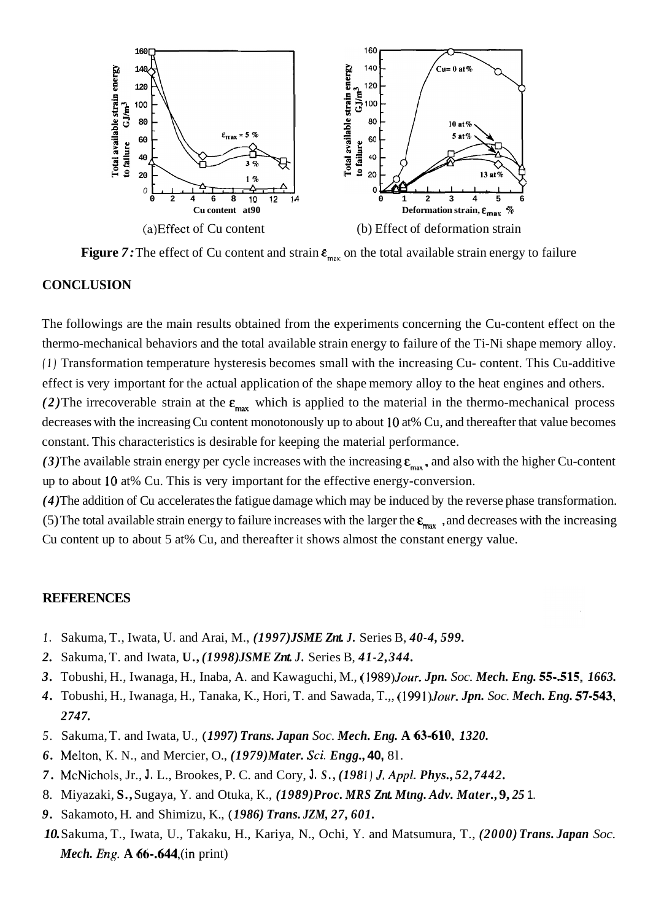160
140
120
100
80
60
40
20
0
Total available strain energy to failure GJ/m$^3$
0 2 4 6 8 10 12 14
Cu content at%
$\varepsilon_{max}$ = 5 %
3 %
1 %

(a)Effect of Cu content

160
140
120
100
80
60
40
20
0
Total available strain energy to failure GJ/m$^3$
0 1 2 3 4 5 6
Deformation strain, $\varepsilon_{max}$ %
Cu= 0 at%
10 at%
5 at%
13 at%

(b) Effect of deformation strain

**Figure 7:** The effect of Cu content and strain $\varepsilon_{max}$ on the total available strain energy to failure

## CONCLUSION

The followings are the main results obtained from the experiments concerning the Cu-content effect on the thermo-mechanical behaviors and the total available strain energy to failure of the Ti-Ni shape memory alloy.

*(1)* Transformation temperature hysteresis becomes small with the increasing Cu- content. This Cu-additive effect is very important for the actual application of the shape memory alloy to the heat engines and others.

***(2)*** The irrecoverable strain at the $\varepsilon_{max}$ which is applied to the material in the thermo-mechanical process decreases with the increasing Cu content monotonously up to about 10 at% Cu, and thereafter that value becomes constant. This characteristics is desirable for keeping the material performance.

***(3)*** The available strain energy per cycle increases with the increasing $\varepsilon_{max}$, and also with the higher Cu-content up to about 10 at% Cu. This is very important for the effective energy-conversion.

***(4)*** The addition of Cu accelerates the fatigue damage which may be induced by the reverse phase transformation.

(5) The total available strain energy to failure increases with the larger the $\varepsilon_{max}$, and decreases with the increasing Cu content up to about 5 at% Cu, and thereafter it shows almost the constant energy value.

## REFERENCES

1. Sakuma, T., Iwata, U. and Arai, M., ***(1997)JSME Znt. J.*** Series B, ***40-4, 599.***
2. Sakuma, T. and Iwata, **U.,** ***(1998)JSME Znt. J.*** Series B, ***41-2,344.***
3. Tobushi, H., Iwanaga, H., Inaba, A. and Kawaguchi, M., (1989)*Jour. **Jpn.** Soc. **Mech. Eng.*** **55-.515**, *1663.*
4. Tobushi, H., Iwanaga, H., Tanaka, K., Hori, T. and Sawada, T.,, (1991)*Jour. **Jpn.** Soc. **Mech. Eng.*** **57-543**, ***2747.***
5. Sakuma, T. and Iwata, U., ***(1997) Trans. Japan** Soc. **Mech. Eng.*** **A 63-610**, ***1320.***
6. Melton, K. N., and Mercier, O., ***(1979)Mater. Sci. Engg.,* 40,** 81.
7. McNichols, Jr., J. L., Brookes, P. C. and Cory, J. *S., **(1981) J. Appl. Phys.,52,7442.***
8. Miyazaki, **S.,** Sugaya, Y. and Otuka, K., ***(1989)Proc. MRS Znt. Mtng. Adv. Mater.,* 9,** *25* 1.
9. Sakamoto, H. and Shimizu, K., ***(1986) Trans. JZM, 27, 601.***
10. Sakuma, T., Iwata, U., Takaku, H., Kariya, N., Ochi, Y. and Matsumura, T., ***(2000) Trans. Japan** Soc. **Mech. Eng.*** **A 66-.644**,(in print)